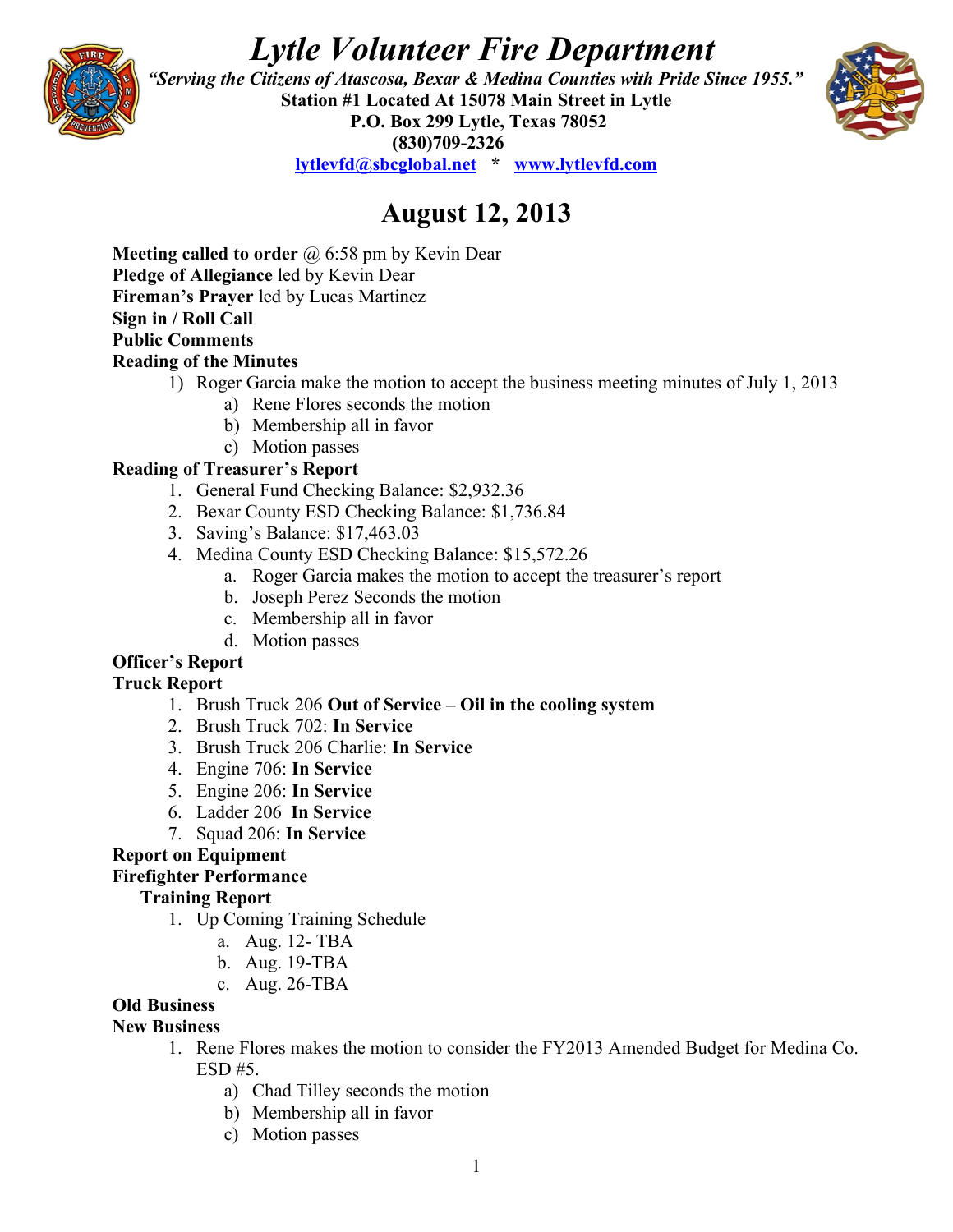# *Lytle Volunteer Fire Department*

***"Serving the Citizens of Atascosa, Bexar & Medina Counties with Pride Since 1955."***

**Station #1 Located At 15078 Main Street in Lytle**

**P.O. Box 299 Lytle, Texas 78052**

**(830)709-2326**

**lytlevfd@sbcglobal.net * www.lytlevfd.com**

## August 12, 2013

**Meeting called to order** @ 6:58 pm by Kevin Dear

**Pledge of Allegiance** led by Kevin Dear

**Fireman's Prayer** led by Lucas Martinez

**Sign in / Roll Call**

**Public Comments**

**Reading of the Minutes**

1) Roger Garcia make the motion to accept the business meeting minutes of July 1, 2013
   a) Rene Flores seconds the motion
   b) Membership all in favor
   c) Motion passes

**Reading of Treasurer's Report**

1. General Fund Checking Balance: $2,932.36
2. Bexar County ESD Checking Balance: $1,736.84
3. Saving's Balance: $17,463.03
4. Medina County ESD Checking Balance: $15,572.26
   a. Roger Garcia makes the motion to accept the treasurer's report
   b. Joseph Perez Seconds the motion
   c. Membership all in favor
   d. Motion passes

**Officer's Report**

**Truck Report**

1. Brush Truck 206 **Out of Service – Oil in the cooling system**
2. Brush Truck 702: **In Service**
3. Brush Truck 206 Charlie: **In Service**
4. Engine 706: **In Service**
5. Engine 206: **In Service**
6. Ladder 206 **In Service**
7. Squad 206: **In Service**

**Report on Equipment**

**Firefighter Performance**

**Training Report**

1. Up Coming Training Schedule
   a. Aug. 12- TBA
   b. Aug. 19-TBA
   c. Aug. 26-TBA

**Old Business**

**New Business**

1. Rene Flores makes the motion to consider the FY2013 Amended Budget for Medina Co. ESD #5.
   a) Chad Tilley seconds the motion
   b) Membership all in favor
   c) Motion passes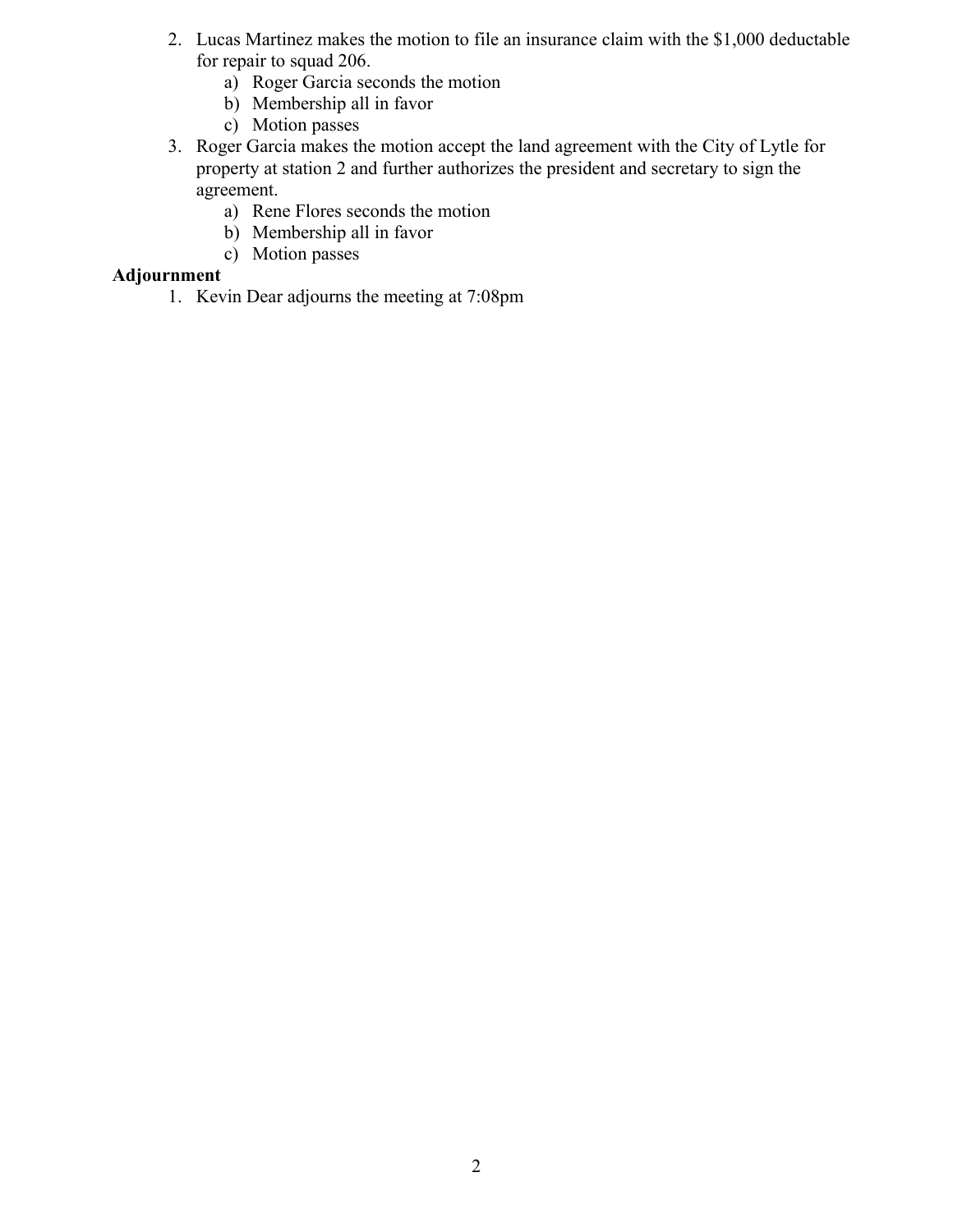2. Lucas Martinez makes the motion to file an insurance claim with the $1,000 deductable for repair to squad 206.
    a) Roger Garcia seconds the motion
    b) Membership all in favor
    c) Motion passes
3. Roger Garcia makes the motion accept the land agreement with the City of Lytle for property at station 2 and further authorizes the president and secretary to sign the agreement.
    a) Rene Flores seconds the motion
    b) Membership all in favor
    c) Motion passes

**Adjournment**

1. Kevin Dear adjourns the meeting at 7:08pm